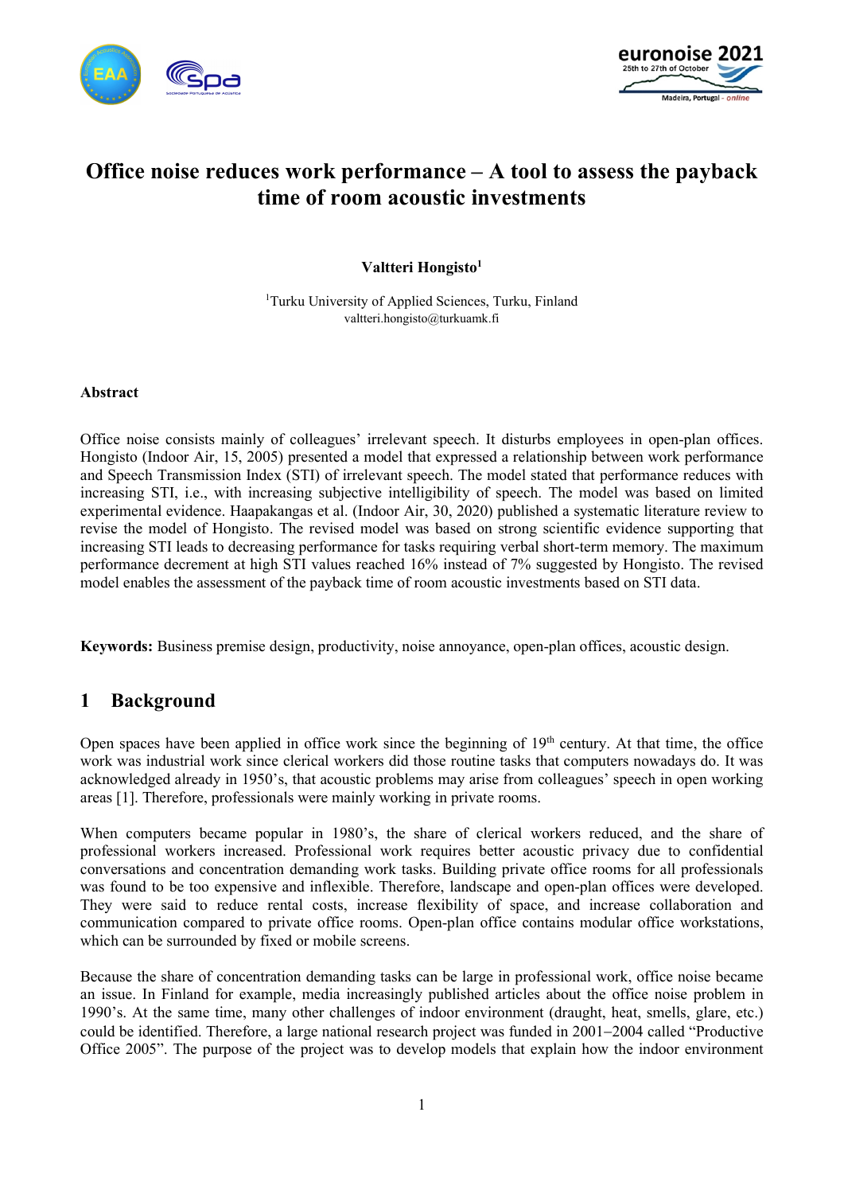# Office noise reduces work performance – A tool to assess the payback time of room acoustic investments

**Valtteri Hongisto**[1]

[1]Turku University of Applied Sciences, Turku, Finland
valtteri.hongisto@turkuamk.fi

### Abstract

Office noise consists mainly of colleagues' irrelevant speech. It disturbs employees in open-plan offices. Hongisto (Indoor Air, 15, 2005) presented a model that expressed a relationship between work performance and Speech Transmission Index (STI) of irrelevant speech. The model stated that performance reduces with increasing STI, i.e., with increasing subjective intelligibility of speech. The model was based on limited experimental evidence. Haapakangas et al. (Indoor Air, 30, 2020) published a systematic literature review to revise the model of Hongisto. The revised model was based on strong scientific evidence supporting that increasing STI leads to decreasing performance for tasks requiring verbal short-term memory. The maximum performance decrement at high STI values reached 16% instead of 7% suggested by Hongisto. The revised model enables the assessment of the payback time of room acoustic investments based on STI data.

**Keywords:** Business premise design, productivity, noise annoyance, open-plan offices, acoustic design.

## 1 Background

Open spaces have been applied in office work since the beginning of 19th century. At that time, the office work was industrial work since clerical workers did those routine tasks that computers nowadays do. It was acknowledged already in 1950's, that acoustic problems may arise from colleagues' speech in open working areas [1]. Therefore, professionals were mainly working in private rooms.

When computers became popular in 1980's, the share of clerical workers reduced, and the share of professional workers increased. Professional work requires better acoustic privacy due to confidential conversations and concentration demanding work tasks. Building private office rooms for all professionals was found to be too expensive and inflexible. Therefore, landscape and open-plan offices were developed. They were said to reduce rental costs, increase flexibility of space, and increase collaboration and communication compared to private office rooms. Open-plan office contains modular office workstations, which can be surrounded by fixed or mobile screens.

Because the share of concentration demanding tasks can be large in professional work, office noise became an issue. In Finland for example, media increasingly published articles about the office noise problem in 1990's. At the same time, many other challenges of indoor environment (draught, heat, smells, glare, etc.) could be identified. Therefore, a large national research project was funded in 2001–2004 called "Productive Office 2005". The purpose of the project was to develop models that explain how the indoor environment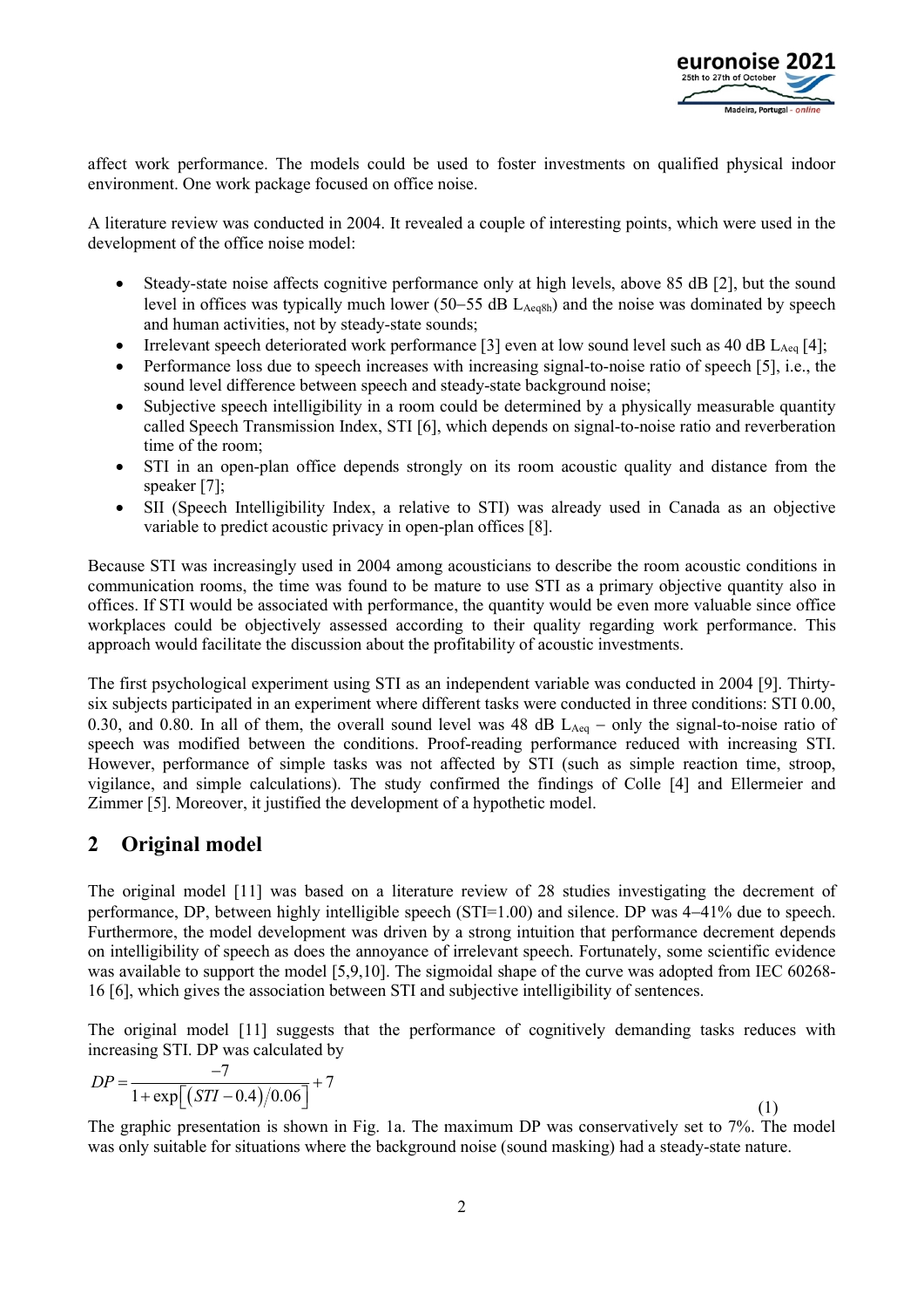affect work performance. The models could be used to foster investments on qualified physical indoor environment. One work package focused on office noise.

A literature review was conducted in 2004. It revealed a couple of interesting points, which were used in the development of the office noise model:

- Steady-state noise affects cognitive performance only at high levels, above 85 dB [2], but the sound level in offices was typically much lower (50–55 dB $L_{Aeq8h}$) and the noise was dominated by speech and human activities, not by steady-state sounds;
- Irrelevant speech deteriorated work performance [3] even at low sound level such as 40 dB $L_{Aeq}$ [4];
- Performance loss due to speech increases with increasing signal-to-noise ratio of speech [5], i.e., the sound level difference between speech and steady-state background noise;
- Subjective speech intelligibility in a room could be determined by a physically measurable quantity called Speech Transmission Index, STI [6], which depends on signal-to-noise ratio and reverberation time of the room;
- STI in an open-plan office depends strongly on its room acoustic quality and distance from the speaker [7];
- SII (Speech Intelligibility Index, a relative to STI) was already used in Canada as an objective variable to predict acoustic privacy in open-plan offices [8].

Because STI was increasingly used in 2004 among acousticians to describe the room acoustic conditions in communication rooms, the time was found to be mature to use STI as a primary objective quantity also in offices. If STI would be associated with performance, the quantity would be even more valuable since office workplaces could be objectively assessed according to their quality regarding work performance. This approach would facilitate the discussion about the profitability of acoustic investments.

The first psychological experiment using STI as an independent variable was conducted in 2004 [9]. Thirty-six subjects participated in an experiment where different tasks were conducted in three conditions: STI 0.00, 0.30, and 0.80. In all of them, the overall sound level was 48 dB $L_{Aeq}$ – only the signal-to-noise ratio of speech was modified between the conditions. Proof-reading performance reduced with increasing STI. However, performance of simple tasks was not affected by STI (such as simple reaction time, stroop, vigilance, and simple calculations). The study confirmed the findings of Colle [4] and Ellermeier and Zimmer [5]. Moreover, it justified the development of a hypothetic model.

## 2 Original model

The original model [11] was based on a literature review of 28 studies investigating the decrement of performance, DP, between highly intelligible speech (STI=1.00) and silence. DP was 4–41% due to speech. Furthermore, the model development was driven by a strong intuition that performance decrement depends on intelligibility of speech as does the annoyance of irrelevant speech. Fortunately, some scientific evidence was available to support the model [5,9,10]. The sigmoidal shape of the curve was adopted from IEC 60268-16 [6], which gives the association between STI and subjective intelligibility of sentences.

The original model [11] suggests that the performance of cognitively demanding tasks reduces with increasing STI. DP was calculated by

$$DP = \frac{-7}{1+\exp\left[(STI-0.4)/0.06\right]} + 7 \tag{1}$$

The graphic presentation is shown in Fig. 1a. The maximum DP was conservatively set to 7%. The model was only suitable for situations where the background noise (sound masking) had a steady-state nature.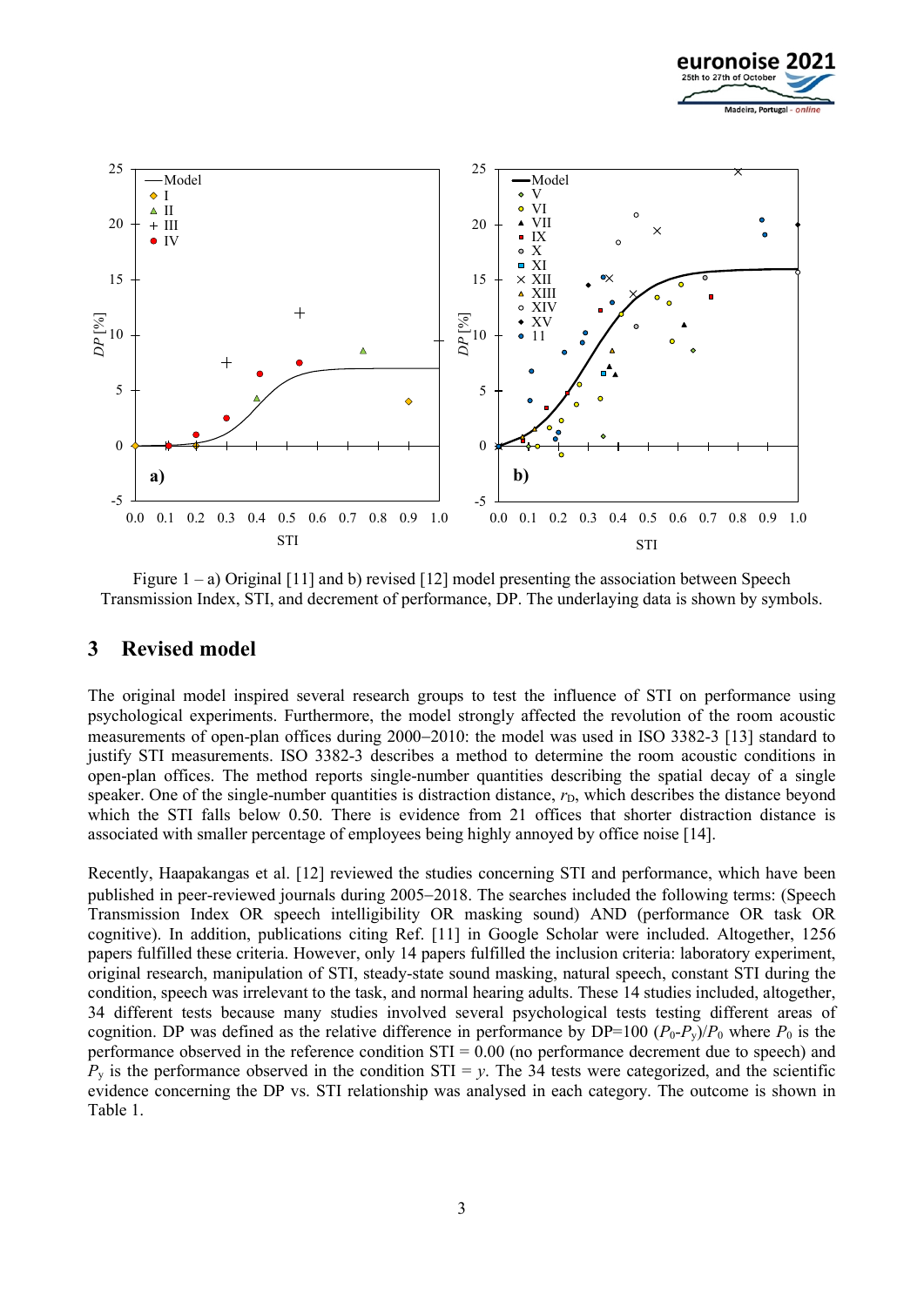Figure 1 – a) Original [11] and b) revised [12] model presenting the association between Speech Transmission Index, STI, and decrement of performance, DP. The underlaying data is shown by symbols.

## 3 Revised model

The original model inspired several research groups to test the influence of STI on performance using psychological experiments. Furthermore, the model strongly affected the revolution of the room acoustic measurements of open-plan offices during 2000–2010: the model was used in ISO 3382-3 [13] standard to justify STI measurements. ISO 3382-3 describes a method to determine the room acoustic conditions in open-plan offices. The method reports single-number quantities describing the spatial decay of a single speaker. One of the single-number quantities is distraction distance, $r_D$, which describes the distance beyond which the STI falls below 0.50. There is evidence from 21 offices that shorter distraction distance is associated with smaller percentage of employees being highly annoyed by office noise [14].

Recently, Haapakangas et al. [12] reviewed the studies concerning STI and performance, which have been published in peer-reviewed journals during 2005–2018. The searches included the following terms: (Speech Transmission Index OR speech intelligibility OR masking sound) AND (performance OR task OR cognitive). In addition, publications citing Ref. [11] in Google Scholar were included. Altogether, 1256 papers fulfilled these criteria. However, only 14 papers fulfilled the inclusion criteria: laboratory experiment, original research, manipulation of STI, steady-state sound masking, natural speech, constant STI during the condition, speech was irrelevant to the task, and normal hearing adults. These 14 studies included, altogether, 34 different tests because many studies involved several psychological tests testing different areas of cognition. DP was defined as the relative difference in performance by DP=100 $(P_0-P_y)/P_0$ where $P_0$ is the performance observed in the reference condition STI = 0.00 (no performance decrement due to speech) and $P_y$ is the performance observed in the condition STI = $y$. The 34 tests were categorized, and the scientific evidence concerning the DP vs. STI relationship was analysed in each category. The outcome is shown in Table 1.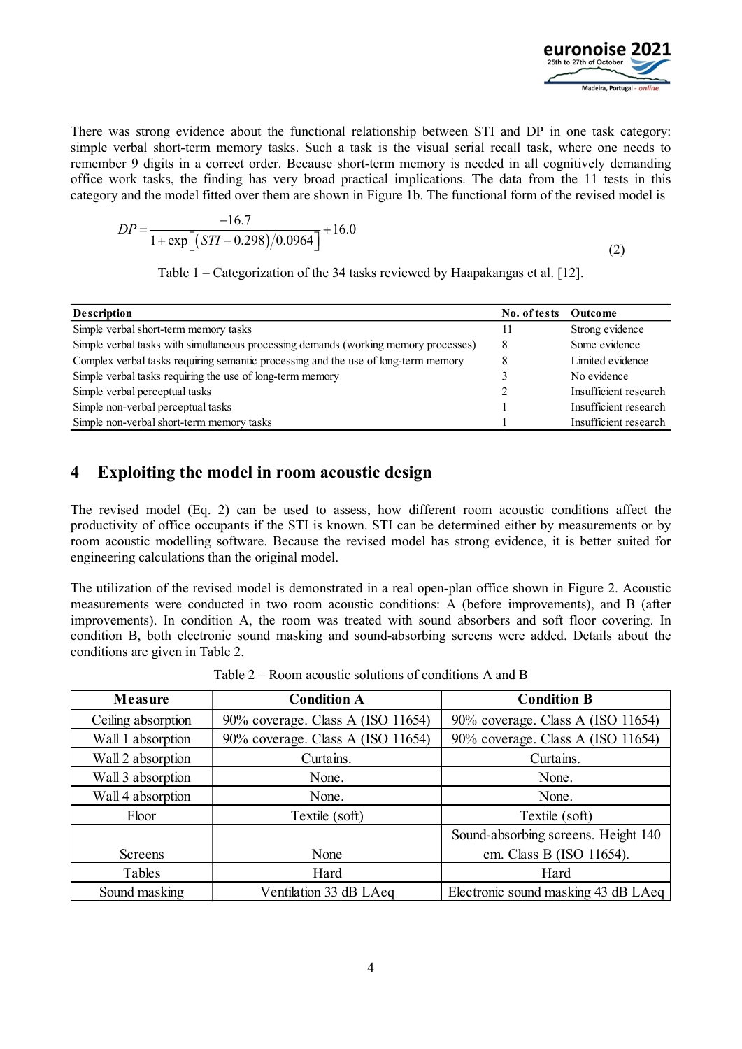There was strong evidence about the functional relationship between STI and DP in one task category: simple verbal short-term memory tasks. Such a task is the visual serial recall task, where one needs to remember 9 digits in a correct order. Because short-term memory is needed in all cognitively demanding office work tasks, the finding has very broad practical implications. The data from the 11 tests in this category and the model fitted over them are shown in Figure 1b. The functional form of the revised model is

$$DP = \frac{-16.7}{1+\exp\left[\left(STI-0.298\right)/0.0964\right]} + 16.0 \tag{2}$$

Table 1 – Categorization of the 34 tasks reviewed by Haapakangas et al. [12].

| Description | No. of tests | Outcome |
|---|---|---|
| Simple verbal short-term memory tasks | 11 | Strong evidence |
| Simple verbal tasks with simultaneous processing demands (working memory processes) | 8 | Some evidence |
| Complex verbal tasks requiring semantic processing and the use of long-term memory | 8 | Limited evidence |
| Simple verbal tasks requiring the use of long-term memory | 3 | No evidence |
| Simple verbal perceptual tasks | 2 | Insufficient research |
| Simple non-verbal perceptual tasks | 1 | Insufficient research |
| Simple non-verbal short-term memory tasks | 1 | Insufficient research |

## 4 Exploiting the model in room acoustic design

The revised model (Eq. 2) can be used to assess, how different room acoustic conditions affect the productivity of office occupants if the STI is known. STI can be determined either by measurements or by room acoustic modelling software. Because the revised model has strong evidence, it is better suited for engineering calculations than the original model.

The utilization of the revised model is demonstrated in a real open-plan office shown in Figure 2. Acoustic measurements were conducted in two room acoustic conditions: A (before improvements), and B (after improvements). In condition A, the room was treated with sound absorbers and soft floor covering. In condition B, both electronic sound masking and sound-absorbing screens were added. Details about the conditions are given in Table 2.

Table 2 – Room acoustic solutions of conditions A and B

| Measure | Condition A | Condition B |
|---|---|---|
| Ceiling absorption | 90% coverage. Class A (ISO 11654) | 90% coverage. Class A (ISO 11654) |
| Wall 1 absorption | 90% coverage. Class A (ISO 11654) | 90% coverage. Class A (ISO 11654) |
| Wall 2 absorption | Curtains. | Curtains. |
| Wall 3 absorption | None. | None. |
| Wall 4 absorption | None. | None. |
| Floor | Textile (soft) | Textile (soft) |
| Screens | None | Sound-absorbing screens. Height 140 cm. Class B (ISO 11654). |
| Tables | Hard | Hard |
| Sound masking | Ventilation 33 dB LAeq | Electronic sound masking 43 dB LAeq |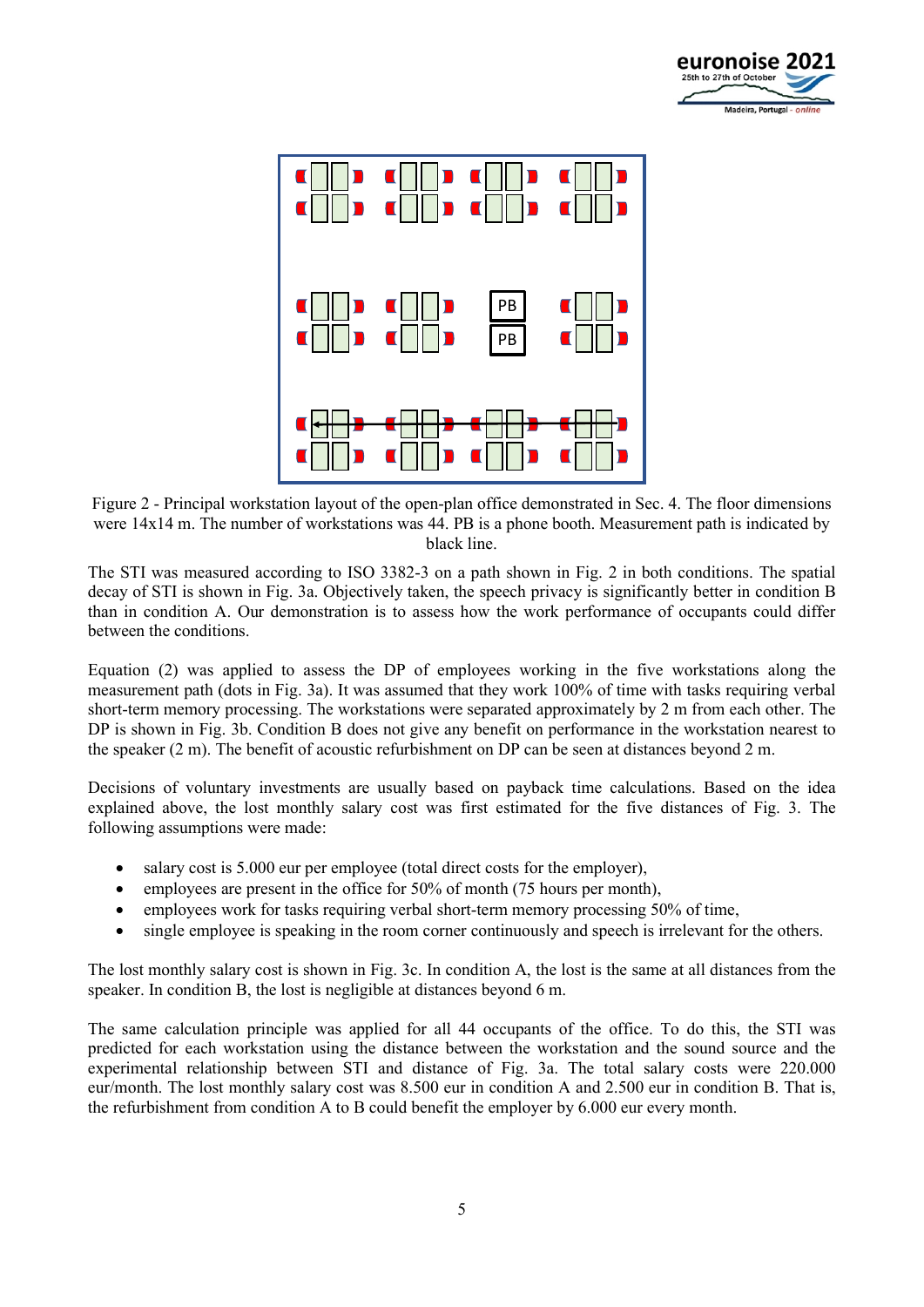Figure 2 - Principal workstation layout of the open-plan office demonstrated in Sec. 4. The floor dimensions were 14x14 m. The number of workstations was 44. PB is a phone booth. Measurement path is indicated by black line.

The STI was measured according to ISO 3382-3 on a path shown in Fig. 2 in both conditions. The spatial decay of STI is shown in Fig. 3a. Objectively taken, the speech privacy is significantly better in condition B than in condition A. Our demonstration is to assess how the work performance of occupants could differ between the conditions.

Equation (2) was applied to assess the DP of employees working in the five workstations along the measurement path (dots in Fig. 3a). It was assumed that they work 100% of time with tasks requiring verbal short-term memory processing. The workstations were separated approximately by 2 m from each other. The DP is shown in Fig. 3b. Condition B does not give any benefit on performance in the workstation nearest to the speaker (2 m). The benefit of acoustic refurbishment on DP can be seen at distances beyond 2 m.

Decisions of voluntary investments are usually based on payback time calculations. Based on the idea explained above, the lost monthly salary cost was first estimated for the five distances of Fig. 3. The following assumptions were made:

- salary cost is 5.000 eur per employee (total direct costs for the employer),
- employees are present in the office for 50% of month (75 hours per month),
- employees work for tasks requiring verbal short-term memory processing 50% of time,
- single employee is speaking in the room corner continuously and speech is irrelevant for the others.

The lost monthly salary cost is shown in Fig. 3c. In condition A, the lost is the same at all distances from the speaker. In condition B, the lost is negligible at distances beyond 6 m.

The same calculation principle was applied for all 44 occupants of the office. To do this, the STI was predicted for each workstation using the distance between the workstation and the sound source and the experimental relationship between STI and distance of Fig. 3a. The total salary costs were 220.000 eur/month. The lost monthly salary cost was 8.500 eur in condition A and 2.500 eur in condition B. That is, the refurbishment from condition A to B could benefit the employer by 6.000 eur every month.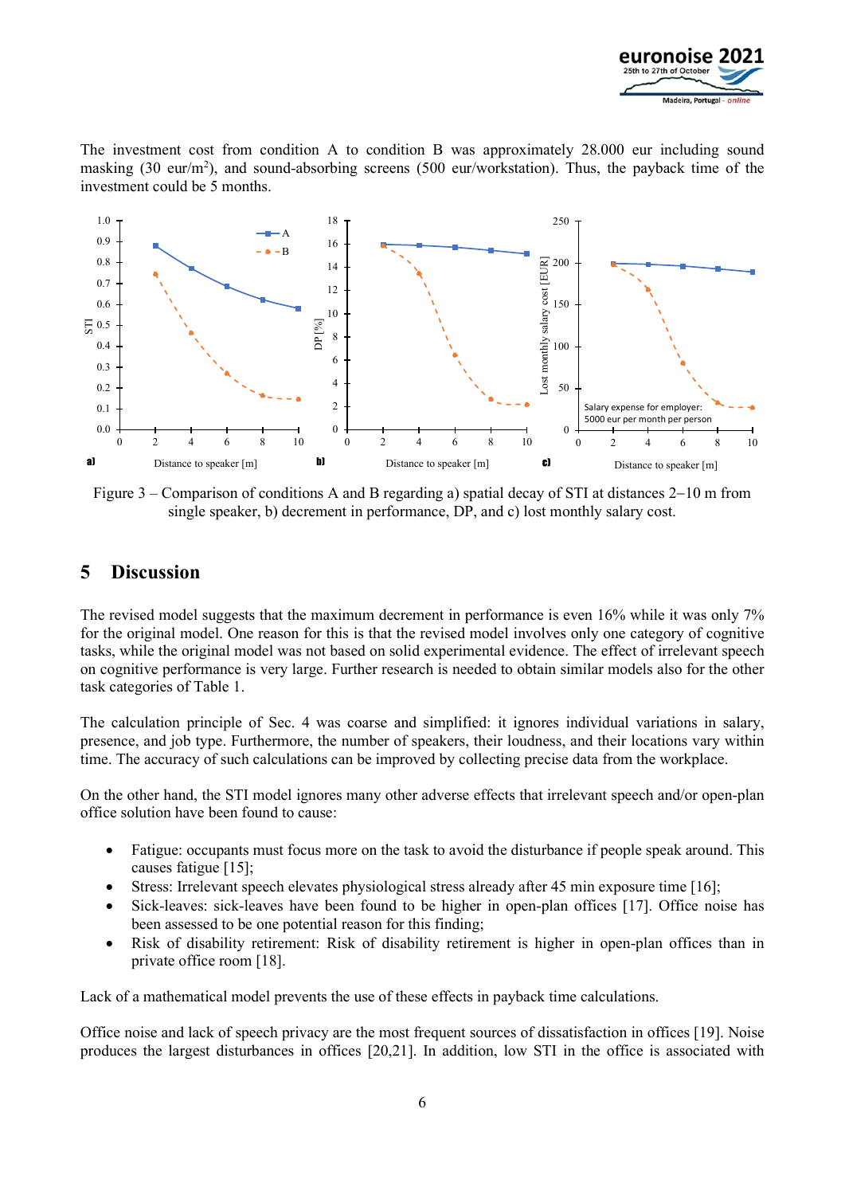The investment cost from condition A to condition B was approximately 28.000 eur including sound masking (30 eur/m$^2$), and sound-absorbing screens (500 eur/workstation). Thus, the payback time of the investment could be 5 months.

Figure 3 – Comparison of conditions A and B regarding a) spatial decay of STI at distances 2–10 m from single speaker, b) decrement in performance, DP, and c) lost monthly salary cost.

## 5 Discussion

The revised model suggests that the maximum decrement in performance is even 16% while it was only 7% for the original model. One reason for this is that the revised model involves only one category of cognitive tasks, while the original model was not based on solid experimental evidence. The effect of irrelevant speech on cognitive performance is very large. Further research is needed to obtain similar models also for the other task categories of Table 1.

The calculation principle of Sec. 4 was coarse and simplified: it ignores individual variations in salary, presence, and job type. Furthermore, the number of speakers, their loudness, and their locations vary within time. The accuracy of such calculations can be improved by collecting precise data from the workplace.

On the other hand, the STI model ignores many other adverse effects that irrelevant speech and/or open-plan office solution have been found to cause:

- Fatigue: occupants must focus more on the task to avoid the disturbance if people speak around. This causes fatigue [15];
- Stress: Irrelevant speech elevates physiological stress already after 45 min exposure time [16];
- Sick-leaves: sick-leaves have been found to be higher in open-plan offices [17]. Office noise has been assessed to be one potential reason for this finding;
- Risk of disability retirement: Risk of disability retirement is higher in open-plan offices than in private office room [18].

Lack of a mathematical model prevents the use of these effects in payback time calculations.

Office noise and lack of speech privacy are the most frequent sources of dissatisfaction in offices [19]. Noise produces the largest disturbances in offices [20,21]. In addition, low STI in the office is associated with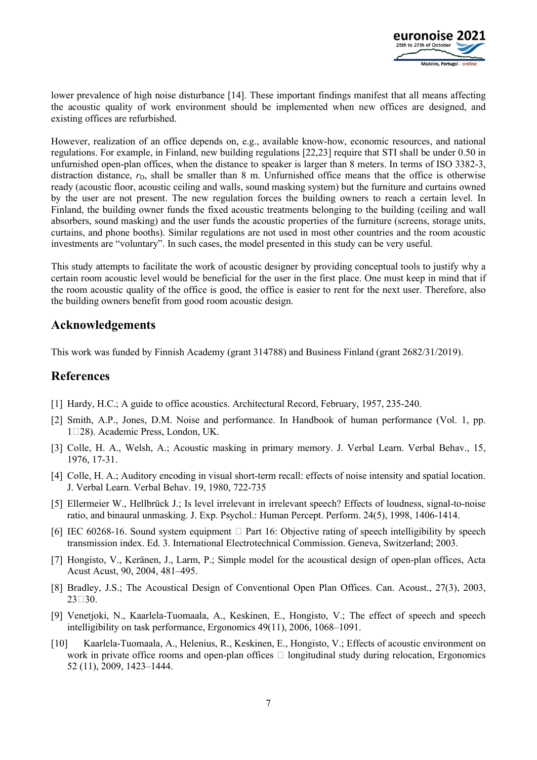lower prevalence of high noise disturbance [14]. These important findings manifest that all means affecting the acoustic quality of work environment should be implemented when new offices are designed, and existing offices are refurbished.

However, realization of an office depends on, e.g., available know-how, economic resources, and national regulations. For example, in Finland, new building regulations [22,23] require that STI shall be under 0.50 in unfurnished open-plan offices, when the distance to speaker is larger than 8 meters. In terms of ISO 3382-3, distraction distance, $r_D$, shall be smaller than 8 m. Unfurnished office means that the office is otherwise ready (acoustic floor, acoustic ceiling and walls, sound masking system) but the furniture and curtains owned by the user are not present. The new regulation forces the building owners to reach a certain level. In Finland, the building owner funds the fixed acoustic treatments belonging to the building (ceiling and wall absorbers, sound masking) and the user funds the acoustic properties of the furniture (screens, storage units, curtains, and phone booths). Similar regulations are not used in most other countries and the room acoustic investments are "voluntary". In such cases, the model presented in this study can be very useful.

This study attempts to facilitate the work of acoustic designer by providing conceptual tools to justify why a certain room acoustic level would be beneficial for the user in the first place. One must keep in mind that if the room acoustic quality of the office is good, the office is easier to rent for the next user. Therefore, also the building owners benefit from good room acoustic design.

## Acknowledgements

This work was funded by Finnish Academy (grant 314788) and Business Finland (grant 2682/31/2019).

## References

[1] Hardy, H.C.; A guide to office acoustics. Architectural Record, February, 1957, 235-240.

[2] Smith, A.P., Jones, D.M. Noise and performance. In Handbook of human performance (Vol. 1, pp. 1–28). Academic Press, London, UK.

[3] Colle, H. A., Welsh, A.; Acoustic masking in primary memory. J. Verbal Learn. Verbal Behav., 15, 1976, 17-31.

[4] Colle, H. A.; Auditory encoding in visual short-term recall: effects of noise intensity and spatial location. J. Verbal Learn. Verbal Behav. 19, 1980, 722-735

[5] Ellermeier W., Hellbrück J.; Is level irrelevant in irrelevant speech? Effects of loudness, signal-to-noise ratio, and binaural unmasking. J. Exp. Psychol.: Human Percept. Perform. 24(5), 1998, 1406-1414.

[6] IEC 60268-16. Sound system equipment – Part 16: Objective rating of speech intelligibility by speech transmission index. Ed. 3. International Electrotechnical Commission. Geneva, Switzerland; 2003.

[7] Hongisto, V., Keränen, J., Larm, P.; Simple model for the acoustical design of open-plan offices, Acta Acust Acust, 90, 2004, 481–495.

[8] Bradley, J.S.; The Acoustical Design of Conventional Open Plan Offices. Can. Acoust., 27(3), 2003, 23–30.

[9] Venetjoki, N., Kaarlela-Tuomaala, A., Keskinen, E., Hongisto, V.; The effect of speech and speech intelligibility on task performance, Ergonomics 49(11), 2006, 1068–1091.

[10] Kaarlela-Tuomaala, A., Helenius, R., Keskinen, E., Hongisto, V.; Effects of acoustic environment on work in private office rooms and open-plan offices – longitudinal study during relocation, Ergonomics 52 (11), 2009, 1423–1444.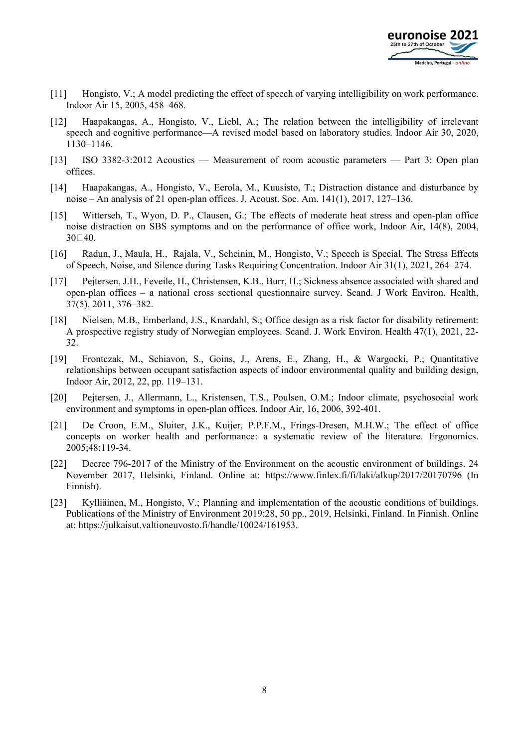[11] Hongisto, V.; A model predicting the effect of speech of varying intelligibility on work performance. Indoor Air 15, 2005, 458–468.

[12] Haapakangas, A., Hongisto, V., Liebl, A.; The relation between the intelligibility of irrelevant speech and cognitive performance—A revised model based on laboratory studies. Indoor Air 30, 2020, 1130–1146.

[13] ISO 3382-3:2012 Acoustics — Measurement of room acoustic parameters — Part 3: Open plan offices.

[14] Haapakangas, A., Hongisto, V., Eerola, M., Kuusisto, T.; Distraction distance and disturbance by noise – An analysis of 21 open-plan offices. J. Acoust. Soc. Am. 141(1), 2017, 127–136.

[15] Witterseh, T., Wyon, D. P., Clausen, G.; The effects of moderate heat stress and open-plan office noise distraction on SBS symptoms and on the performance of office work, Indoor Air, 14(8), 2004, 30□40.

[16] Radun, J., Maula, H., Rajala, V., Scheinin, M., Hongisto, V.; Speech is Special. The Stress Effects of Speech, Noise, and Silence during Tasks Requiring Concentration. Indoor Air 31(1), 2021, 264–274.

[17] Pejtersen, J.H., Feveile, H., Christensen, K.B., Burr, H.; Sickness absence associated with shared and open-plan offices – a national cross sectional questionnaire survey. Scand. J Work Environ. Health, 37(5), 2011, 376–382.

[18] Nielsen, M.B., Emberland, J.S., Knardahl, S.; Office design as a risk factor for disability retirement: A prospective registry study of Norwegian employees. Scand. J. Work Environ. Health 47(1), 2021, 22-32.

[19] Frontczak, M., Schiavon, S., Goins, J., Arens, E., Zhang, H., & Wargocki, P.; Quantitative relationships between occupant satisfaction aspects of indoor environmental quality and building design, Indoor Air, 2012, 22, pp. 119–131.

[20] Pejtersen, J., Allermann, L., Kristensen, T.S., Poulsen, O.M.; Indoor climate, psychosocial work environment and symptoms in open-plan offices. Indoor Air, 16, 2006, 392-401.

[21] De Croon, E.M., Sluiter, J.K., Kuijer, P.P.F.M., Frings-Dresen, M.H.W.; The effect of office concepts on worker health and performance: a systematic review of the literature. Ergonomics. 2005;48:119-34.

[22] Decree 796-2017 of the Ministry of the Environment on the acoustic environment of buildings. 24 November 2017, Helsinki, Finland. Online at: https://www.finlex.fi/fi/laki/alkup/2017/20170796 (In Finnish).

[23] Kylliäinen, M., Hongisto, V.; Planning and implementation of the acoustic conditions of buildings. Publications of the Ministry of Environment 2019:28, 50 pp., 2019, Helsinki, Finland. In Finnish. Online at: https://julkaisut.valtioneuvosto.fi/handle/10024/161953.